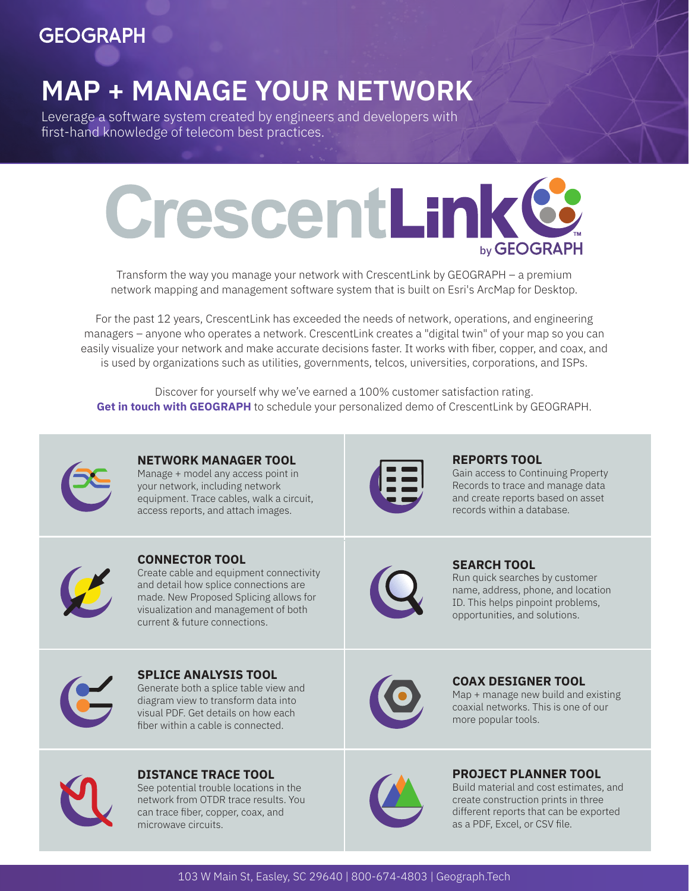GEOGRAPH

# MAP + MANAGE YOUR NETWORK

Leverage a software system created by engineers and developers with first-hand knowledge of telecom best practices.

CrescentLink™ by GEOGRAPH

Transform the way you manage your network with CrescentLink by GEOGRAPH – a premium network mapping and management software system that is built on Esri's ArcMap for Desktop.

For the past 12 years, CrescentLink has exceeded the needs of network, operations, and engineering managers – anyone who operates a network. CrescentLink creates a "digital twin" of your map so you can easily visualize your network and make accurate decisions faster. It works with fiber, copper, and coax, and is used by organizations such as utilities, governments, telcos, universities, corporations, and ISPs.

Discover for yourself why we've earned a 100% customer satisfaction rating. **Get in touch with GEOGRAPH** to schedule your personalized demo of CrescentLink by GEOGRAPH.

### NETWORK MANAGER TOOL

Manage + model any access point in your network, including network equipment. Trace cables, walk a circuit, access reports, and attach images.

### REPORTS TOOL

Gain access to Continuing Property Records to trace and manage data and create reports based on asset records within a database.

### CONNECTOR TOOL

Create cable and equipment connectivity and detail how splice connections are made. New Proposed Splicing allows for visualization and management of both current & future connections.

### SEARCH TOOL

Run quick searches by customer name, address, phone, and location ID. This helps pinpoint problems, opportunities, and solutions.

### SPLICE ANALYSIS TOOL

Generate both a splice table view and diagram view to transform data into visual PDF. Get details on how each fiber within a cable is connected.

### COAX DESIGNER TOOL

Map + manage new build and existing coaxial networks. This is one of our more popular tools.

### DISTANCE TRACE TOOL

See potential trouble locations in the network from OTDR trace results. You can trace fiber, copper, coax, and microwave circuits.

### PROJECT PLANNER TOOL

Build material and cost estimates, and create construction prints in three different reports that can be exported as a PDF, Excel, or CSV file.

103 W Main St, Easley, SC 29640 | 800-674-4803 | Geograph.Tech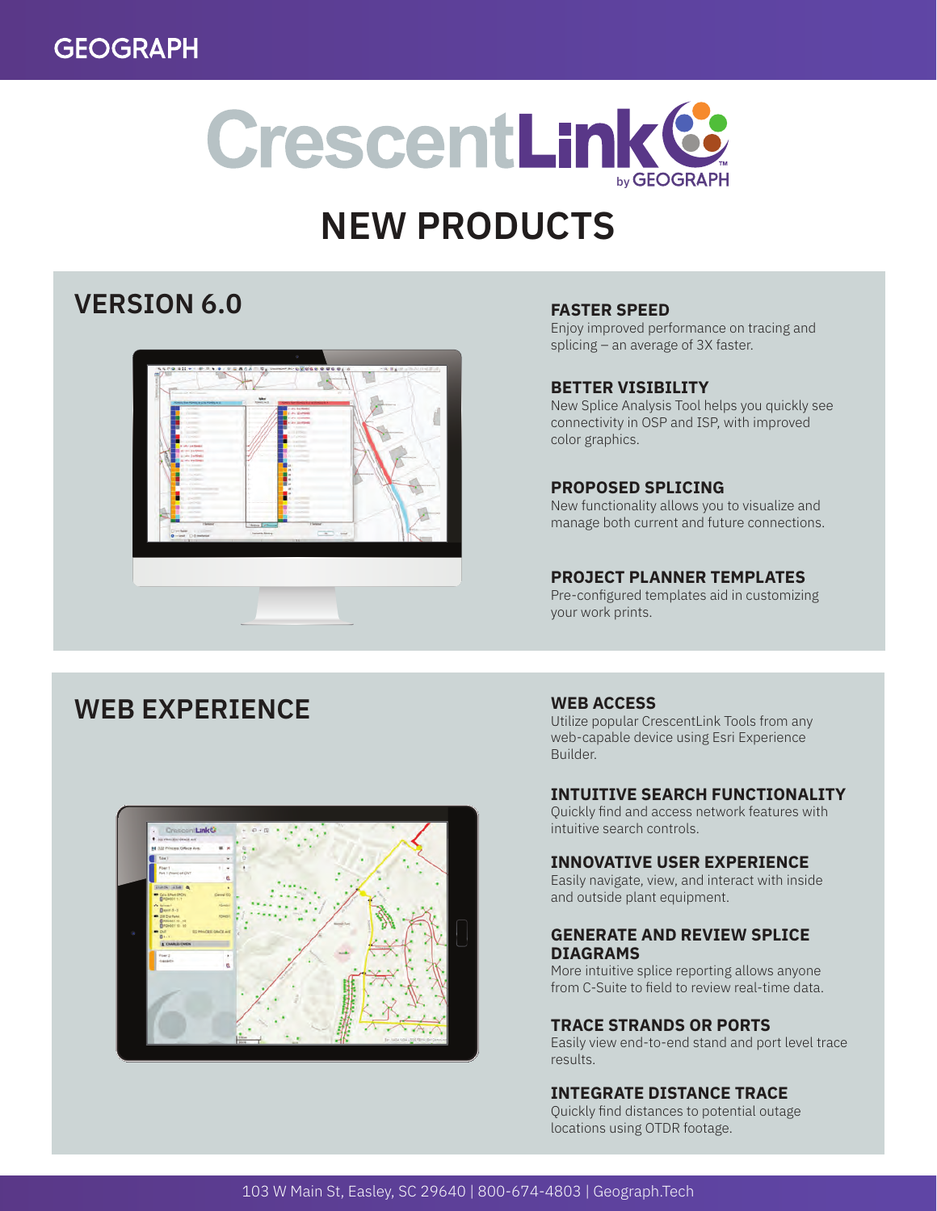# CrescentLink by GEOGRAPH

# NEW PRODUCTS

## VERSION 6.0

### FASTER SPEED

Enjoy improved performance on tracing and splicing – an average of 3X faster.

### BETTER VISIBILITY

New Splice Analysis Tool helps you quickly see connectivity in OSP and ISP, with improved color graphics.

### PROPOSED SPLICING

New functionality allows you to visualize and manage both current and future connections.

### PROJECT PLANNER TEMPLATES

Pre-configured templates aid in customizing your work prints.

## WEB EXPERIENCE

### WEB ACCESS

Utilize popular CrescentLink Tools from any web-capable device using Esri Experience Builder.

### INTUITIVE SEARCH FUNCTIONALITY

Quickly find and access network features with intuitive search controls.

### INNOVATIVE USER EXPERIENCE

Easily navigate, view, and interact with inside and outside plant equipment.

### GENERATE AND REVIEW SPLICE DIAGRAMS

More intuitive splice reporting allows anyone from C-Suite to field to review real-time data.

### TRACE STRANDS OR PORTS

Easily view end-to-end stand and port level trace results.

### INTEGRATE DISTANCE TRACE

Quickly find distances to potential outage locations using OTDR footage.

103 W Main St, Easley, SC 29640 | 800-674-4803 | Geograph.Tech